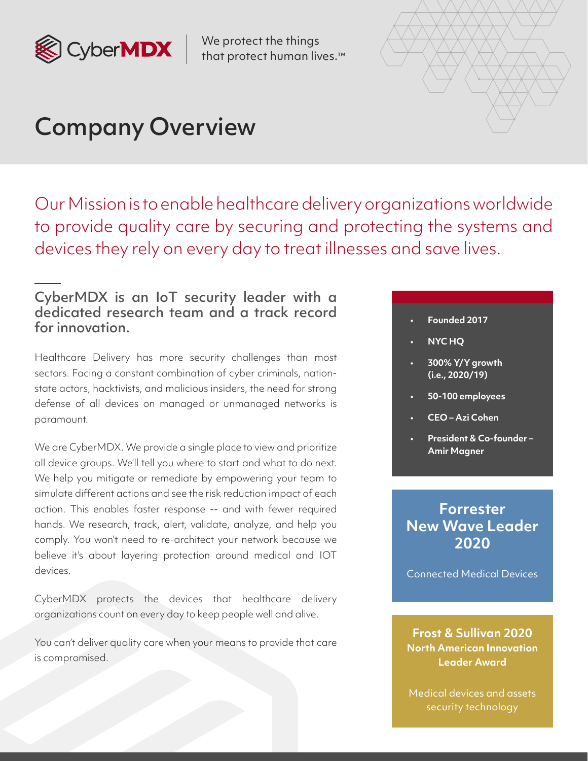CyberMDX | We protect the things that protect human lives.™

# Company Overview

Our Mission is to enable healthcare delivery organizations worldwide to provide quality care by securing and protecting the systems and devices they rely on every day to treat illnesses and save lives.

## CyberMDX is an IoT security leader with a dedicated research team and a track record for innovation.

Healthcare Delivery has more security challenges than most sectors. Facing a constant combination of cyber criminals, nation-state actors, hacktivists, and malicious insiders, the need for strong defense of all devices on managed or unmanaged networks is paramount.

We are CyberMDX. We provide a single place to view and prioritize all device groups. We'll tell you where to start and what to do next. We help you mitigate or remediate by empowering your team to simulate different actions and see the risk reduction impact of each action. This enables faster response -- and with fewer required hands. We research, track, alert, validate, analyze, and help you comply. You won't need to re-architect your network because we believe it's about layering protection around medical and IOT devices.

CyberMDX protects the devices that healthcare delivery organizations count on every day to keep people well and alive.

You can't deliver quality care when your means to provide that care is compromised.

- **Founded 2017**
- **NYC HQ**
- **300% Y/Y growth (i.e., 2020/19)**
- **50-100 employees**
- **CEO – Azi Cohen**
- **President & Co-founder – Amir Magner**

**Forrester New Wave Leader 2020**

Connected Medical Devices

**Frost & Sullivan 2020**
**North American Innovation Leader Award**

Medical devices and assets security technology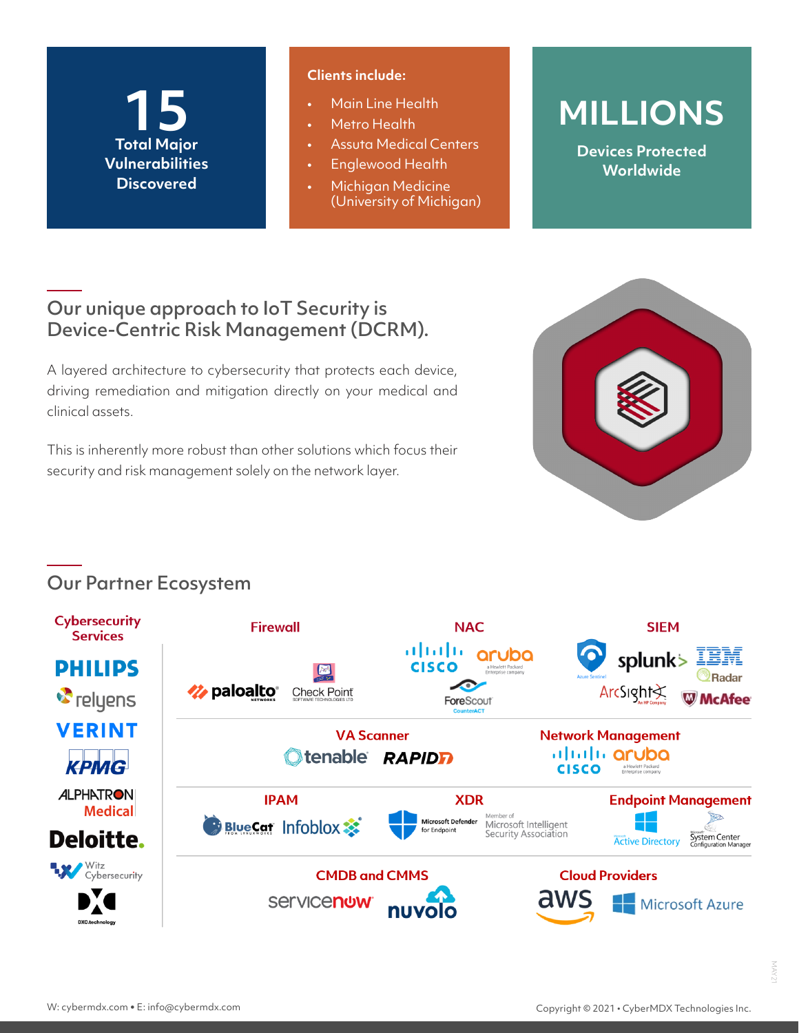**15**
**Total Major Vulnerabilities Discovered**

**Clients include:**

- Main Line Health
- Metro Health
- Assuta Medical Centers
- Englewood Health
- Michigan Medicine (University of Michigan)

**MILLIONS**
**Devices Protected Worldwide**

## Our unique approach to IoT Security is Device-Centric Risk Management (DCRM).

A layered architecture to cybersecurity that protects each device, driving remediation and mitigation directly on your medical and clinical assets.

This is inherently more robust than other solutions which focus their security and risk management solely on the network layer.

## Our Partner Ecosystem

**Cybersecurity Services**

PHILIPS
relyens
VERINT
KPMG
ALPHATRON Medical
Deloitte.
Witz Cybersecurity
DXC.technology

**Firewall**

paloalto NETWORKS
Check Point SOFTWARE TECHNOLOGIES LTD

**NAC**

CISCO
aruba a Hewlett Packard Enterprise company
ForeScout CounterACT

**SIEM**

Azure Sentinel
splunk>
IBM QRadar
ArcSight An HP Company
McAfee

**VA Scanner**

tenable
RAPID7

**Network Management**

CISCO
aruba a Hewlett Packard Enterprise company

**IPAM**

BlueCat
Infoblox

**XDR**

Microsoft Defender for Endpoint
Member of Microsoft Intelligent Security Association

**Endpoint Management**

Active Directory
System Center Configuration Manager

**CMDB and CMMS**

servicenow
nuvolo

**Cloud Providers**

aws
Microsoft Azure

W: cybermdx.com • E: info@cybermdx.com

Copyright © 2021 • CyberMDX Technologies Inc.